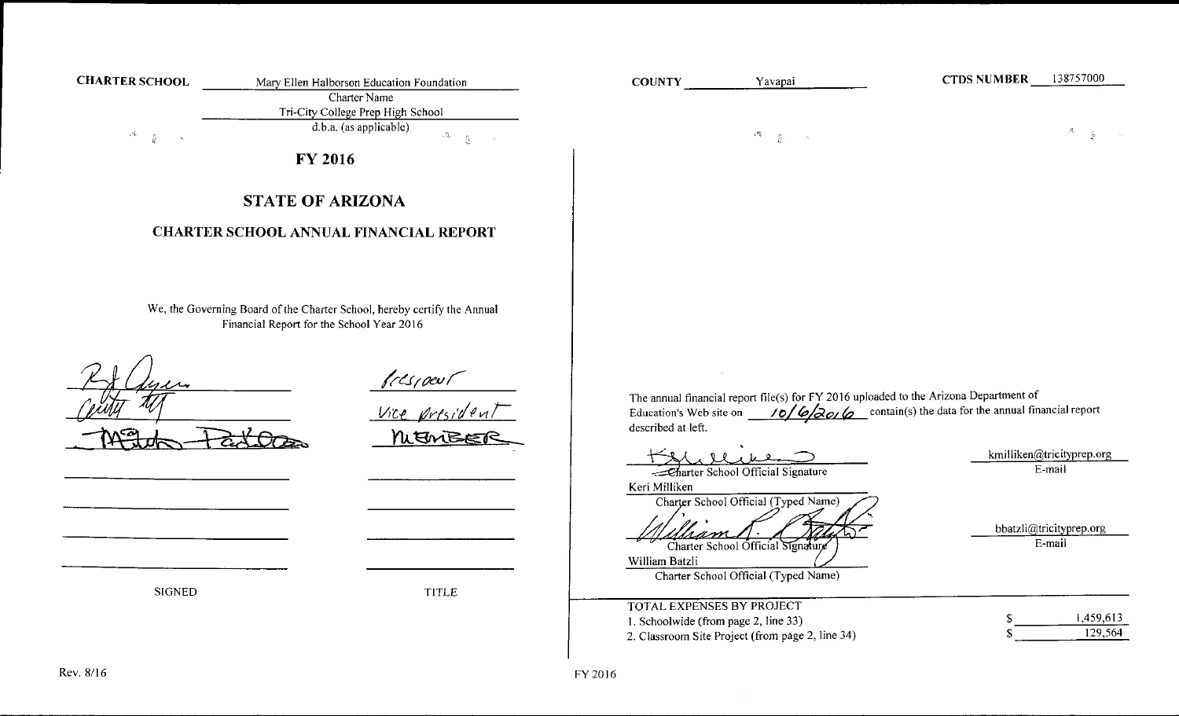**CHARTER SCHOOL** Mary Ellen Halborson Education Foundation
Charter Name
Tri-City College Prep High School
d.b.a. (as applicable)

**COUNTY** Yavapai

**CTDS NUMBER** 138757000

# FY 2016

## STATE OF ARIZONA

### CHARTER SCHOOL ANNUAL FINANCIAL REPORT

We, the Governing Board of the Charter School, hereby certify the Annual Financial Report for the School Year 2016

| SIGNED | TITLE |
|---|---|
| (signature) | President |
| (signature) | Vice President |
| (signature) | Member |
| | |
| | |
| | |
| | |

The annual financial report file(s) for FY 2016 uploaded to the Arizona Department of Education's Web site on 10/6/2016 contain(s) the data for the annual financial report described at left.

(signature)
Charter School Official Signature
Keri Milliken
Charter School Official (Typed Name)

kmilliken@tricityprep.org
E-mail

(signature)
Charter School Official Signature
William Batzli
Charter School Official (Typed Name)

bbatzli@tricityprep.org
E-mail

| TOTAL EXPENSES BY PROJECT | |
|---|---|
| 1. Schoolwide (from page 2, line 33) | $ 1,459,613 |
| 2. Classroom Site Project (from page 2, line 34) | $ 129,564 |

Rev. 8/16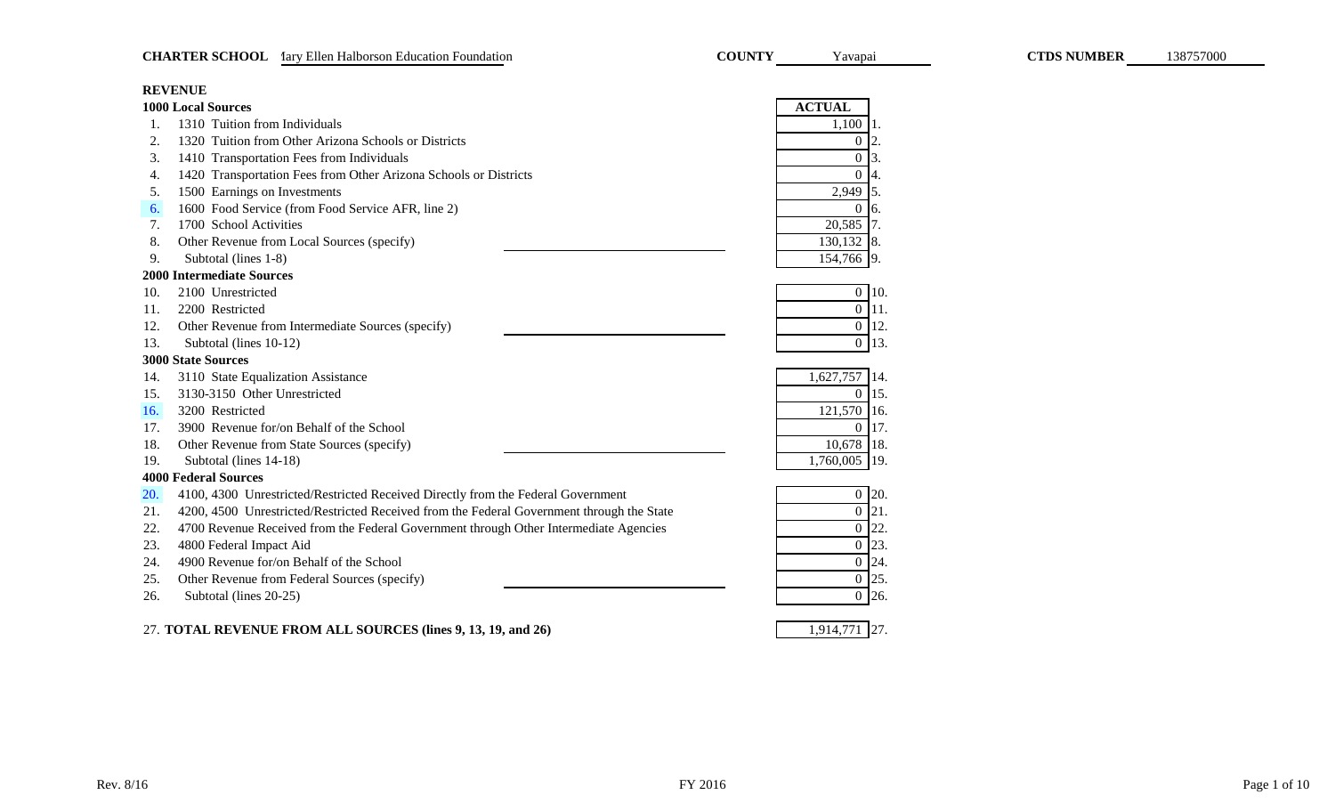**CHARTER SCHOOL** Mary Ellen Halborson Education Foundation **COUNTY** Yavapai **CTDS NUMBER** 138757000

## REVENUE

| | | ACTUAL | |
|---|---|---|---|
| | **1000 Local Sources** | | |
| 1. | 1310 Tuition from Individuals | 1,100 | 1. |
| 2. | 1320 Tuition from Other Arizona Schools or Districts | 0 | 2. |
| 3. | 1410 Transportation Fees from Individuals | 0 | 3. |
| 4. | 1420 Transportation Fees from Other Arizona Schools or Districts | 0 | 4. |
| 5. | 1500 Earnings on Investments | 2,949 | 5. |
| 6. | 1600 Food Service (from Food Service AFR, line 2) | 0 | 6. |
| 7. | 1700 School Activities | 20,585 | 7. |
| 8. | Other Revenue from Local Sources (specify) | 130,132 | 8. |
| 9. | Subtotal (lines 1-8) | 154,766 | 9. |
| | **2000 Intermediate Sources** | | |
| 10. | 2100 Unrestricted | 0 | 10. |
| 11. | 2200 Restricted | 0 | 11. |
| 12. | Other Revenue from Intermediate Sources (specify) | 0 | 12. |
| 13. | Subtotal (lines 10-12) | 0 | 13. |
| | **3000 State Sources** | | |
| 14. | 3110 State Equalization Assistance | 1,627,757 | 14. |
| 15. | 3130-3150 Other Unrestricted | 0 | 15. |
| 16. | 3200 Restricted | 121,570 | 16. |
| 17. | 3900 Revenue for/on Behalf of the School | 0 | 17. |
| 18. | Other Revenue from State Sources (specify) | 10,678 | 18. |
| 19. | Subtotal (lines 14-18) | 1,760,005 | 19. |
| | **4000 Federal Sources** | | |
| 20. | 4100, 4300 Unrestricted/Restricted Received Directly from the Federal Government | 0 | 20. |
| 21. | 4200, 4500 Unrestricted/Restricted Received from the Federal Government through the State | 0 | 21. |
| 22. | 4700 Revenue Received from the Federal Government through Other Intermediate Agencies | 0 | 22. |
| 23. | 4800 Federal Impact Aid | 0 | 23. |
| 24. | 4900 Revenue for/on Behalf of the School | 0 | 24. |
| 25. | Other Revenue from Federal Sources (specify) | 0 | 25. |
| 26. | Subtotal (lines 20-25) | 0 | 26. |
| 27. | **TOTAL REVENUE FROM ALL SOURCES (lines 9, 13, 19, and 26)** | 1,914,771 | 27. |

Rev. 8/16 FY 2016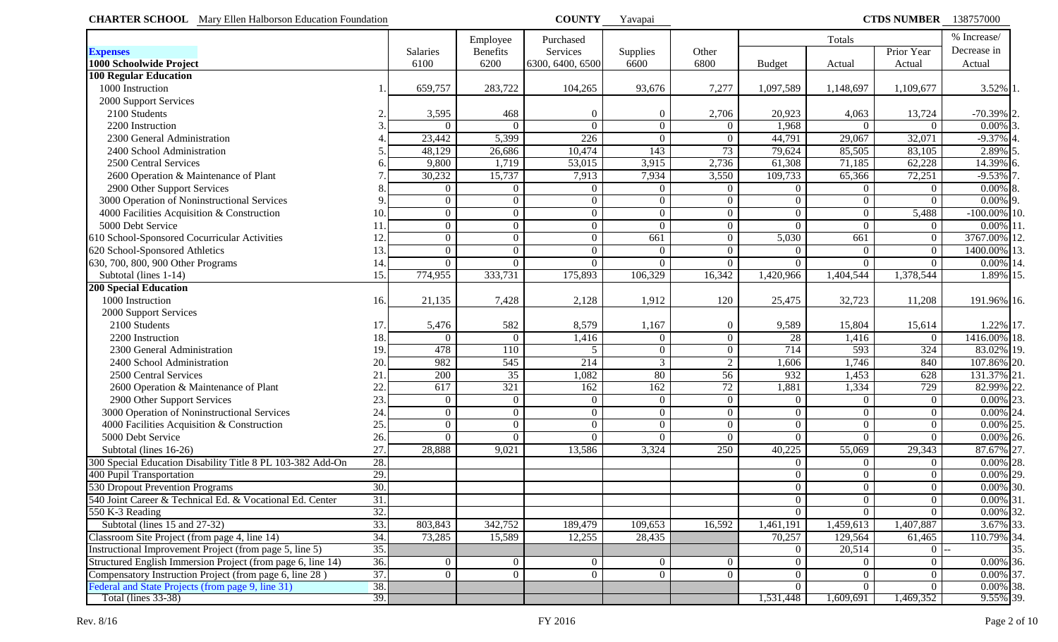**CHARTER SCHOOL** Mary Ellen Halborson Education Foundation **COUNTY** Yavapai **CTDS NUMBER** 138757000

| Expenses<br>1000 Schoolwide Project | | Salaries<br>6100 | Employee Benefits<br>6200 | Purchased Services<br>6300, 6400, 6500 | Supplies<br>6600 | Other<br>6800 | Totals<br>Budget | <br>Actual | <br>Prior Year Actual | % Increase/ Decrease in Actual | |
|---|---|---|---|---|---|---|---|---|---|---|---|
| **100 Regular Education** | | | | | | | | | | | |
| 1000 Instruction | 1. | 659,757 | 283,722 | 104,265 | 93,676 | 7,277 | 1,097,589 | 1,148,697 | 1,109,677 | 3.52% | 1. |
| 2000 Support Services | | | | | | | | | | | |
| 2100 Students | 2. | 3,595 | 468 | 0 | 0 | 2,706 | 20,923 | 4,063 | 13,724 | -70.39% | 2. |
| 2200 Instruction | 3. | 0 | 0 | 0 | 0 | 0 | 1,968 | 0 | 0 | 0.00% | 3. |
| 2300 General Administration | 4. | 23,442 | 5,399 | 226 | 0 | 0 | 44,791 | 29,067 | 32,071 | -9.37% | 4. |
| 2400 School Administration | 5. | 48,129 | 26,686 | 10,474 | 143 | 73 | 79,624 | 85,505 | 83,105 | 2.89% | 5. |
| 2500 Central Services | 6. | 9,800 | 1,719 | 53,015 | 3,915 | 2,736 | 61,308 | 71,185 | 62,228 | 14.39% | 6. |
| 2600 Operation & Maintenance of Plant | 7. | 30,232 | 15,737 | 7,913 | 7,934 | 3,550 | 109,733 | 65,366 | 72,251 | -9.53% | 7. |
| 2900 Other Support Services | 8. | 0 | 0 | 0 | 0 | 0 | 0 | 0 | 0 | 0.00% | 8. |
| 3000 Operation of Noninstructional Services | 9. | 0 | 0 | 0 | 0 | 0 | 0 | 0 | 0 | 0.00% | 9. |
| 4000 Facilities Acquisition & Construction | 10. | 0 | 0 | 0 | 0 | 0 | 0 | 0 | 5,488 | -100.00% | 10. |
| 5000 Debt Service | 11. | 0 | 0 | 0 | 0 | 0 | 0 | 0 | 0 | 0.00% | 11. |
| 610 School-Sponsored Cocurricular Activities | 12. | 0 | 0 | 0 | 661 | 0 | 5,030 | 661 | 0 | 3767.00% | 12. |
| 620 School-Sponsored Athletics | 13. | 0 | 0 | 0 | 0 | 0 | 0 | 0 | 0 | 1400.00% | 13. |
| 630, 700, 800, 900 Other Programs | 14. | 0 | 0 | 0 | 0 | 0 | 0 | 0 | 0 | 0.00% | 14. |
| Subtotal (lines 1-14) | 15. | 774,955 | 333,731 | 175,893 | 106,329 | 16,342 | 1,420,966 | 1,404,544 | 1,378,544 | 1.89% | 15. |
| **200 Special Education** | | | | | | | | | | | |
| 1000 Instruction | 16. | 21,135 | 7,428 | 2,128 | 1,912 | 120 | 25,475 | 32,723 | 11,208 | 191.96% | 16. |
| 2000 Support Services | | | | | | | | | | | |
| 2100 Students | 17. | 5,476 | 582 | 8,579 | 1,167 | 0 | 9,589 | 15,804 | 15,614 | 1.22% | 17. |
| 2200 Instruction | 18. | 0 | 0 | 1,416 | 0 | 0 | 28 | 1,416 | 0 | 1416.00% | 18. |
| 2300 General Administration | 19. | 478 | 110 | 5 | 0 | 0 | 714 | 593 | 324 | 83.02% | 19. |
| 2400 School Administration | 20. | 982 | 545 | 214 | 3 | 2 | 1,606 | 1,746 | 840 | 107.86% | 20. |
| 2500 Central Services | 21. | 200 | 35 | 1,082 | 80 | 56 | 932 | 1,453 | 628 | 131.37% | 21. |
| 2600 Operation & Maintenance of Plant | 22. | 617 | 321 | 162 | 162 | 72 | 1,881 | 1,334 | 729 | 82.99% | 22. |
| 2900 Other Support Services | 23. | 0 | 0 | 0 | 0 | 0 | 0 | 0 | 0 | 0.00% | 23. |
| 3000 Operation of Noninstructional Services | 24. | 0 | 0 | 0 | 0 | 0 | 0 | 0 | 0 | 0.00% | 24. |
| 4000 Facilities Acquisition & Construction | 25. | 0 | 0 | 0 | 0 | 0 | 0 | 0 | 0 | 0.00% | 25. |
| 5000 Debt Service | 26. | 0 | 0 | 0 | 0 | 0 | 0 | 0 | 0 | 0.00% | 26. |
| Subtotal (lines 16-26) | 27. | 28,888 | 9,021 | 13,586 | 3,324 | 250 | 40,225 | 55,069 | 29,343 | 87.67% | 27. |
| 300 Special Education Disability Title 8 PL 103-382 Add-On | 28. | | | | | | 0 | 0 | 0 | 0.00% | 28. |
| 400 Pupil Transportation | 29. | | | | | | 0 | 0 | 0 | 0.00% | 29. |
| 530 Dropout Prevention Programs | 30. | | | | | | 0 | 0 | 0 | 0.00% | 30. |
| 540 Joint Career & Technical Ed. & Vocational Ed. Center | 31. | | | | | | 0 | 0 | 0 | 0.00% | 31. |
| 550 K-3 Reading | 32. | | | | | | 0 | 0 | 0 | 0.00% | 32. |
| Subtotal (lines 15 and 27-32) | 33. | 803,843 | 342,752 | 189,479 | 109,653 | 16,592 | 1,461,191 | 1,459,613 | 1,407,887 | 3.67% | 33. |
| Classroom Site Project (from page 4, line 14) | 34. | 73,285 | 15,589 | 12,255 | 28,435 | | 70,257 | 129,564 | 61,465 | 110.79% | 34. |
| Instructional Improvement Project (from page 5, line 5) | 35. | | | | | | 0 | 20,514 | 0 | -- | 35. |
| Structured English Immersion Project (from page 6, line 14) | 36. | 0 | 0 | 0 | 0 | 0 | 0 | 0 | 0 | 0.00% | 36. |
| Compensatory Instruction Project (from page 6, line 28 ) | 37. | 0 | 0 | 0 | 0 | 0 | 0 | 0 | 0 | 0.00% | 37. |
| Federal and State Projects (from page 9, line 31) | 38. | | | | | | 0 | 0 | 0 | 0.00% | 38. |
| Total (lines 33-38) | 39. | | | | | | 1,531,448 | 1,609,691 | 1,469,352 | 9.55% | 39. |

Rev. 8/16 FY 2016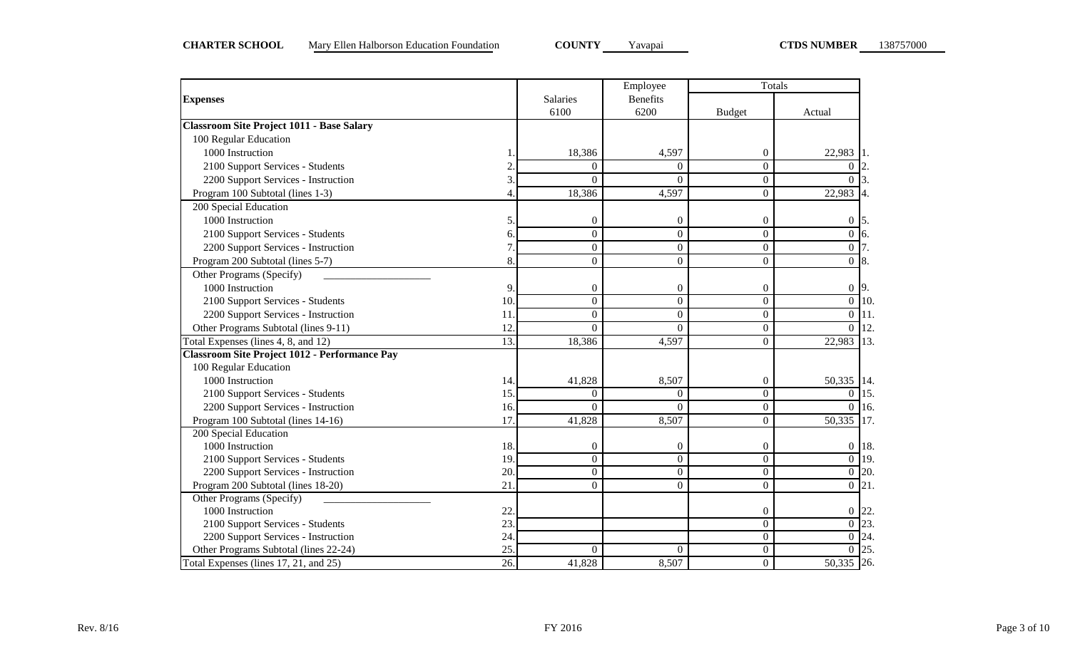**CHARTER SCHOOL** Mary Ellen Halborson Education Foundation **COUNTY** Yavapai **CTDS NUMBER** 138757000

| **Expenses** | | Salaries 6100 | Employee Benefits 6200 | Totals | | |
|---|---|---|---|---|---|---|
| | | | | Budget | Actual | |
| **Classroom Site Project 1011 - Base Salary** | | | | | | |
| 100 Regular Education | | | | | | |
| 1000 Instruction | 1. | 18,386 | 4,597 | 0 | 22,983 | 1. |
| 2100 Support Services - Students | 2. | 0 | 0 | 0 | 0 | 2. |
| 2200 Support Services - Instruction | 3. | 0 | 0 | 0 | 0 | 3. |
| Program 100 Subtotal (lines 1-3) | 4. | 18,386 | 4,597 | 0 | 22,983 | 4. |
| 200 Special Education | | | | | | |
| 1000 Instruction | 5. | 0 | 0 | 0 | 0 | 5. |
| 2100 Support Services - Students | 6. | 0 | 0 | 0 | 0 | 6. |
| 2200 Support Services - Instruction | 7. | 0 | 0 | 0 | 0 | 7. |
| Program 200 Subtotal (lines 5-7) | 8. | 0 | 0 | 0 | 0 | 8. |
| Other Programs (Specify) ____________ | | | | | | |
| 1000 Instruction | 9. | 0 | 0 | 0 | 0 | 9. |
| 2100 Support Services - Students | 10. | 0 | 0 | 0 | 0 | 10. |
| 2200 Support Services - Instruction | 11. | 0 | 0 | 0 | 0 | 11. |
| Other Programs Subtotal (lines 9-11) | 12. | 0 | 0 | 0 | 0 | 12. |
| Total Expenses (lines 4, 8, and 12) | 13. | 18,386 | 4,597 | 0 | 22,983 | 13. |
| **Classroom Site Project 1012 - Performance Pay** | | | | | | |
| 100 Regular Education | | | | | | |
| 1000 Instruction | 14. | 41,828 | 8,507 | 0 | 50,335 | 14. |
| 2100 Support Services - Students | 15. | 0 | 0 | 0 | 0 | 15. |
| 2200 Support Services - Instruction | 16. | 0 | 0 | 0 | 0 | 16. |
| Program 100 Subtotal (lines 14-16) | 17. | 41,828 | 8,507 | 0 | 50,335 | 17. |
| 200 Special Education | | | | | | |
| 1000 Instruction | 18. | 0 | 0 | 0 | 0 | 18. |
| 2100 Support Services - Students | 19. | 0 | 0 | 0 | 0 | 19. |
| 2200 Support Services - Instruction | 20. | 0 | 0 | 0 | 0 | 20. |
| Program 200 Subtotal (lines 18-20) | 21. | 0 | 0 | 0 | 0 | 21. |
| Other Programs (Specify) ____________ | | | | | | |
| 1000 Instruction | 22. | | | 0 | 0 | 22. |
| 2100 Support Services - Students | 23. | | | 0 | 0 | 23. |
| 2200 Support Services - Instruction | 24. | | | 0 | 0 | 24. |
| Other Programs Subtotal (lines 22-24) | 25. | 0 | 0 | 0 | 0 | 25. |
| Total Expenses (lines 17, 21, and 25) | 26. | 41,828 | 8,507 | 0 | 50,335 | 26. |

Rev. 8/16 FY 2016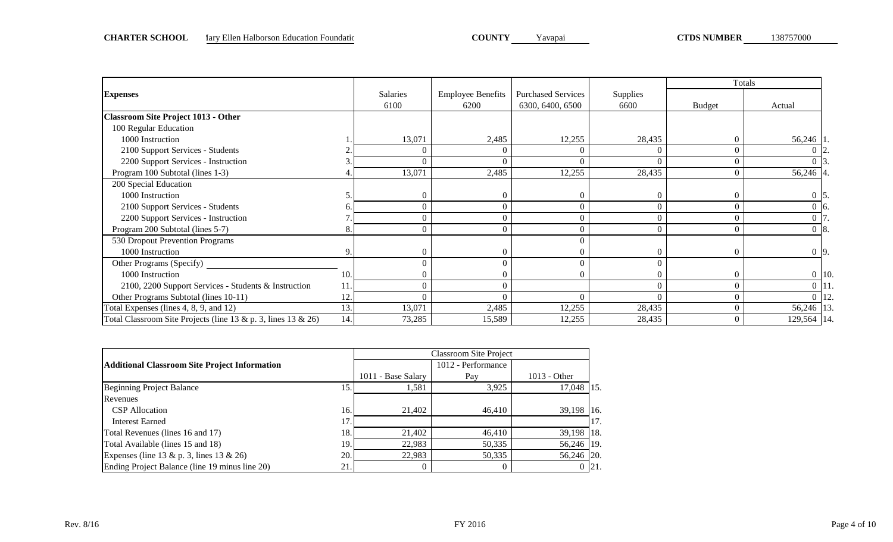**CHARTER SCHOOL** Mary Ellen Halborson Education Foundatic **COUNTY** Yavapai **CTDS NUMBER** 138757000

| Expenses | | Salaries 6100 | Employee Benefits 6200 | Purchased Services 6300, 6400, 6500 | Supplies 6600 | Totals | | |
|---|---|---|---|---|---|---|---|---|
| | | | | | | Budget | Actual | |
| **Classroom Site Project 1013 - Other** | | | | | | | | |
| 100 Regular Education | | | | | | | | |
| 1000 Instruction | 1. | 13,071 | 2,485 | 12,255 | 28,435 | 0 | 56,246 | 1. |
| 2100 Support Services - Students | 2. | 0 | 0 | 0 | 0 | 0 | 0 | 2. |
| 2200 Support Services - Instruction | 3. | 0 | 0 | 0 | 0 | 0 | 0 | 3. |
| Program 100 Subtotal (lines 1-3) | 4. | 13,071 | 2,485 | 12,255 | 28,435 | 0 | 56,246 | 4. |
| 200 Special Education | | | | | | | | |
| 1000 Instruction | 5. | 0 | 0 | 0 | 0 | 0 | 0 | 5. |
| 2100 Support Services - Students | 6. | 0 | 0 | 0 | 0 | 0 | 0 | 6. |
| 2200 Support Services - Instruction | 7. | 0 | 0 | 0 | 0 | 0 | 0 | 7. |
| Program 200 Subtotal (lines 5-7) | 8. | 0 | 0 | 0 | 0 | 0 | 0 | 8. |
| 530 Dropout Prevention Programs | | | | 0 | | | | |
| 1000 Instruction | 9. | 0 | 0 | 0 | 0 | 0 | 0 | 9. |
| Other Programs (Specify) | | 0 | 0 | 0 | 0 | | | |
| 1000 Instruction | 10. | 0 | 0 | 0 | 0 | 0 | 0 | 10. |
| 2100, 2200 Support Services - Students & Instruction | 11. | 0 | 0 | | 0 | 0 | 0 | 11. |
| Other Programs Subtotal (lines 10-11) | 12. | 0 | 0 | 0 | 0 | 0 | 0 | 12. |
| Total Expenses (lines 4, 8, 9, and 12) | 13. | 13,071 | 2,485 | 12,255 | 28,435 | 0 | 56,246 | 13. |
| Total Classroom Site Projects (line 13 & p. 3, lines 13 & 26) | 14. | 73,285 | 15,589 | 12,255 | 28,435 | 0 | 129,564 | 14. |

| Additional Classroom Site Project Information | | Classroom Site Project | | | |
|---|---|---|---|---|---|
| | | 1011 - Base Salary | 1012 - Performance Pay | 1013 - Other | |
| Beginning Project Balance | 15. | 1,581 | 3,925 | 17,048 | 15. |
| Revenues | | | | | |
| CSP Allocation | 16. | 21,402 | 46,410 | 39,198 | 16. |
| Interest Earned | 17. | | | | 17. |
| Total Revenues (lines 16 and 17) | 18. | 21,402 | 46,410 | 39,198 | 18. |
| Total Available (lines 15 and 18) | 19. | 22,983 | 50,335 | 56,246 | 19. |
| Expenses (line 13 & p. 3, lines 13 & 26) | 20. | 22,983 | 50,335 | 56,246 | 20. |
| Ending Project Balance (line 19 minus line 20) | 21. | 0 | 0 | 0 | 21. |

Rev. 8/16 FY 2016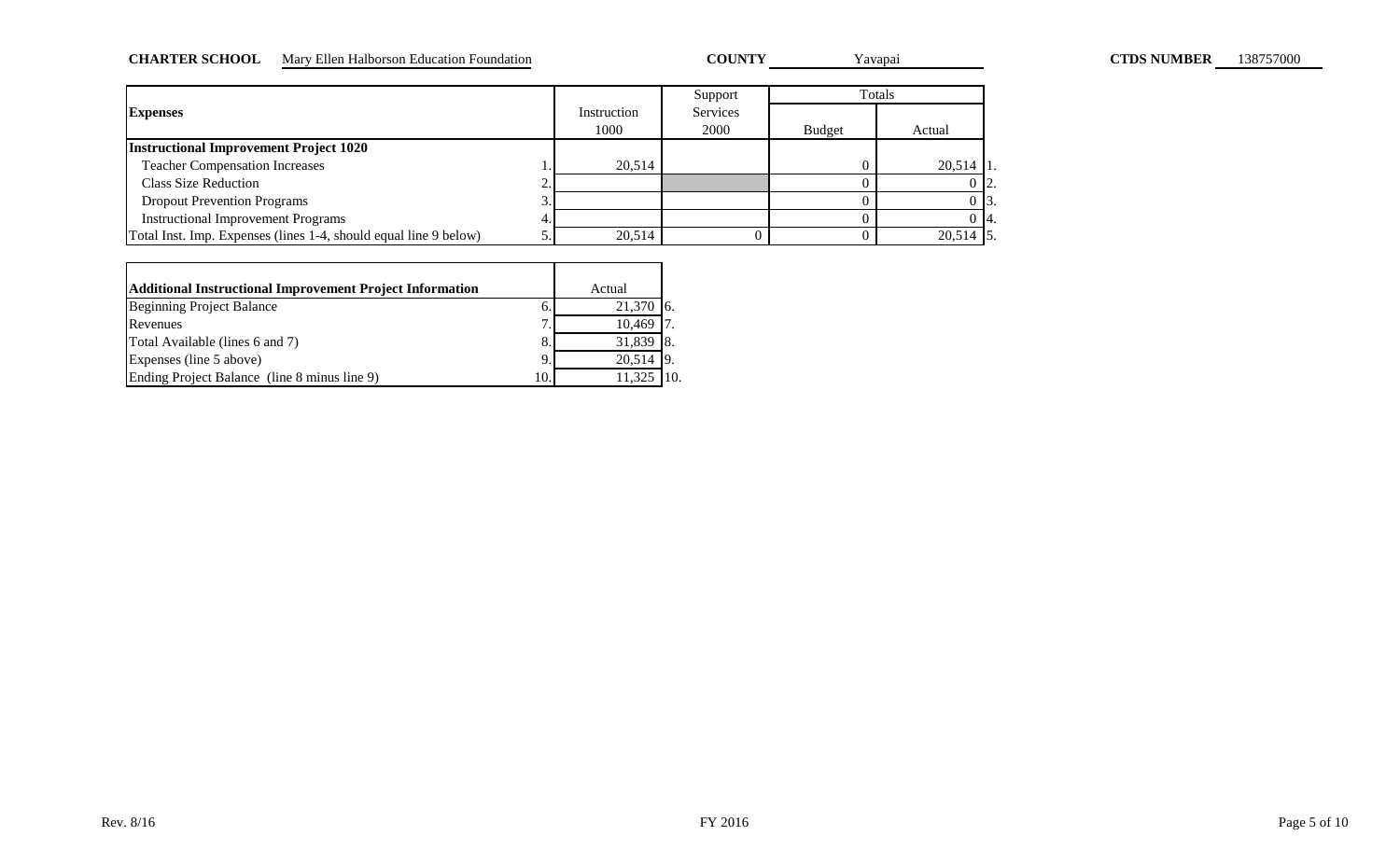**CHARTER SCHOOL** Mary Ellen Halborson Education Foundation **COUNTY** Yavapai **CTDS NUMBER** 138757000

| Expenses | | Instruction 1000 | Support Services 2000 | Totals Budget | Totals Actual | |
|---|---|---|---|---|---|---|
| **Instructional Improvement Project 1020** | | | | | | |
| Teacher Compensation Increases | 1. | 20,514 | | 0 | 20,514 | 1. |
| Class Size Reduction | 2. | | | 0 | 0 | 2. |
| Dropout Prevention Programs | 3. | | | 0 | 0 | 3. |
| Instructional Improvement Programs | 4. | | | 0 | 0 | 4. |
| Total Inst. Imp. Expenses (lines 1-4, should equal line 9 below) | 5. | 20,514 | 0 | 0 | 20,514 | 5. |

| Additional Instructional Improvement Project Information | | Actual | |
|---|---|---|---|
| Beginning Project Balance | 6. | 21,370 | 6. |
| Revenues | 7. | 10,469 | 7. |
| Total Available (lines 6 and 7) | 8. | 31,839 | 8. |
| Expenses (line 5 above) | 9. | 20,514 | 9. |
| Ending Project Balance (line 8 minus line 9) | 10. | 11,325 | 10. |

Rev. 8/16 FY 2016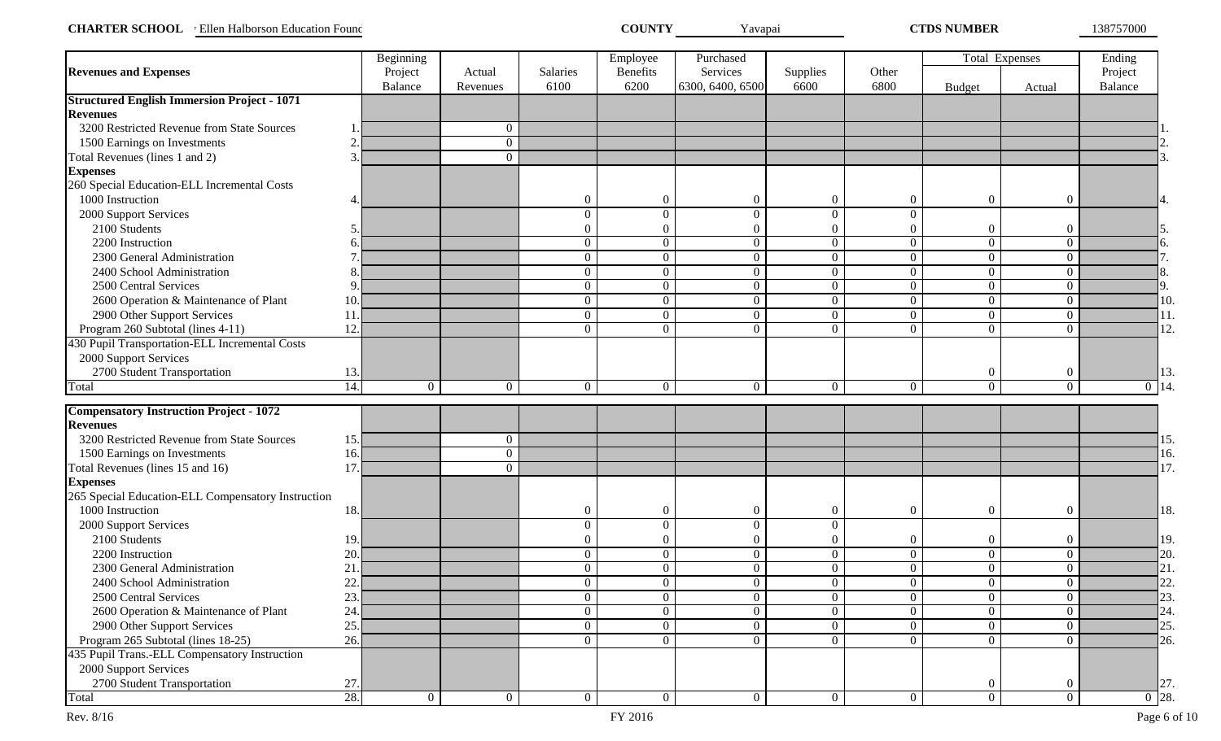**CHARTER SCHOOL** Ellen Halborson Education Found **COUNTY** Yavapai **CTDS NUMBER** 138757000

| Revenues and Expenses | | Beginning Project Balance | Actual Revenues | Salaries 6100 | Employee Benefits 6200 | Purchased Services 6300, 6400, 6500 | Supplies 6600 | Other 6800 | Total Expenses | | Ending Project Balance | |
|---|---|---|---|---|---|---|---|---|---|---|---|---|
| | | | | | | | | | Budget | Actual | | |
| **Structured English Immersion Project - 1071** | | | | | | | | | | | | |
| **Revenues** | | | | | | | | | | | | |
| 3200 Restricted Revenue from State Sources | 1. | | 0 | | | | | | | | | 1. |
| 1500 Earnings on Investments | 2. | | 0 | | | | | | | | | 2. |
| Total Revenues (lines 1 and 2) | 3. | | 0 | | | | | | | | | 3. |
| **Expenses** | | | | | | | | | | | | |
| 260 Special Education-ELL Incremental Costs | | | | | | | | | | | | |
| 1000 Instruction | 4. | | | 0 | 0 | 0 | 0 | 0 | 0 | 0 | | 4. |
| 2000 Support Services | | | | 0 | 0 | 0 | 0 | 0 | | | | |
| 2100 Students | 5. | | | 0 | 0 | 0 | 0 | 0 | 0 | 0 | | 5. |
| 2200 Instruction | 6. | | | 0 | 0 | 0 | 0 | 0 | 0 | 0 | | 6. |
| 2300 General Administration | 7. | | | 0 | 0 | 0 | 0 | 0 | 0 | 0 | | 7. |
| 2400 School Administration | 8. | | | 0 | 0 | 0 | 0 | 0 | 0 | 0 | | 8. |
| 2500 Central Services | 9. | | | 0 | 0 | 0 | 0 | 0 | 0 | 0 | | 9. |
| 2600 Operation & Maintenance of Plant | 10. | | | 0 | 0 | 0 | 0 | 0 | 0 | 0 | | 10. |
| 2900 Other Support Services | 11. | | | 0 | 0 | 0 | 0 | 0 | 0 | 0 | | 11. |
| Program 260 Subtotal (lines 4-11) | 12. | | | 0 | 0 | 0 | 0 | 0 | 0 | 0 | | 12. |
| 430 Pupil Transportation-ELL Incremental Costs | | | | | | | | | | | | |
| 2000 Support Services | | | | | | | | | | | | |
| 2700 Student Transportation | 13. | | | | | | | | 0 | 0 | | 13. |
| Total | 14. | 0 | 0 | 0 | 0 | 0 | 0 | 0 | 0 | 0 | 0 | 14. |
| **Compensatory Instruction Project - 1072** | | | | | | | | | | | | |
| **Revenues** | | | | | | | | | | | | |
| 3200 Restricted Revenue from State Sources | 15. | | 0 | | | | | | | | | 15. |
| 1500 Earnings on Investments | 16. | | 0 | | | | | | | | | 16. |
| Total Revenues (lines 15 and 16) | 17. | | 0 | | | | | | | | | 17. |
| **Expenses** | | | | | | | | | | | | |
| 265 Special Education-ELL Compensatory Instruction | | | | | | | | | | | | |
| 1000 Instruction | 18. | | | 0 | 0 | 0 | 0 | 0 | 0 | 0 | | 18. |
| 2000 Support Services | | | | 0 | 0 | 0 | 0 | | | | | |
| 2100 Students | 19. | | | 0 | 0 | 0 | 0 | 0 | 0 | 0 | | 19. |
| 2200 Instruction | 20. | | | 0 | 0 | 0 | 0 | 0 | 0 | 0 | | 20. |
| 2300 General Administration | 21. | | | 0 | 0 | 0 | 0 | 0 | 0 | 0 | | 21. |
| 2400 School Administration | 22. | | | 0 | 0 | 0 | 0 | 0 | 0 | 0 | | 22. |
| 2500 Central Services | 23. | | | 0 | 0 | 0 | 0 | 0 | 0 | 0 | | 23. |
| 2600 Operation & Maintenance of Plant | 24. | | | 0 | 0 | 0 | 0 | 0 | 0 | 0 | | 24. |
| 2900 Other Support Services | 25. | | | 0 | 0 | 0 | 0 | 0 | 0 | 0 | | 25. |
| Program 265 Subtotal (lines 18-25) | 26. | | | 0 | 0 | 0 | 0 | 0 | 0 | 0 | | 26. |
| 435 Pupil Trans.-ELL Compensatory Instruction | | | | | | | | | | | | |
| 2000 Support Services | | | | | | | | | | | | |
| 2700 Student Transportation | 27. | | | | | | | | 0 | 0 | | 27. |
| Total | 28. | 0 | 0 | 0 | 0 | 0 | 0 | 0 | 0 | 0 | 0 | 28. |

Rev. 8/16 FY 2016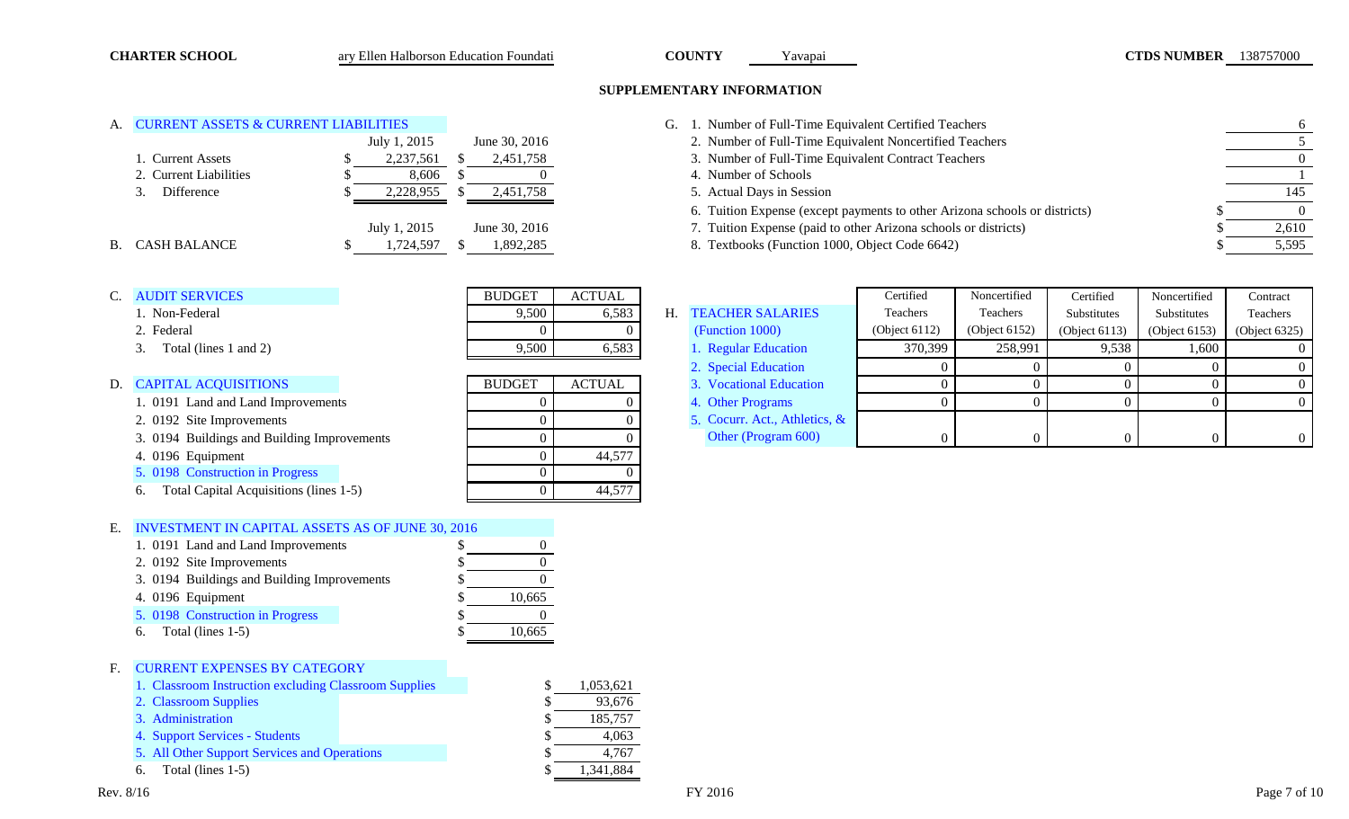**CHARTER SCHOOL** ary Ellen Halborson Education Foundati **COUNTY** Yavapai **CTDS NUMBER** 138757000

## SUPPLEMENTARY INFORMATION

### A. CURRENT ASSETS & CURRENT LIABILITIES

| | July 1, 2015 | June 30, 2016 |
|---|---|---|
| 1. Current Assets | $ 2,237,561 | $ 2,451,758 |
| 2. Current Liabilities | $ 8,606 | $ 0 |
| 3. Difference | $ 2,228,955 | $ 2,451,758 |

### B. CASH BALANCE

| | July 1, 2015 | June 30, 2016 |
|---|---|---|
| CASH BALANCE | $ 1,724,597 | $ 1,892,285 |

### C. AUDIT SERVICES

| | BUDGET | ACTUAL |
|---|---|---|
| 1. Non-Federal | 9,500 | 6,583 |
| 2. Federal | 0 | 0 |
| 3. Total (lines 1 and 2) | 9,500 | 6,583 |

### D. CAPITAL ACQUISITIONS

| | BUDGET | ACTUAL |
|---|---|---|
| 1. 0191 Land and Land Improvements | 0 | 0 |
| 2. 0192 Site Improvements | 0 | 0 |
| 3. 0194 Buildings and Building Improvements | 0 | 0 |
| 4. 0196 Equipment | 0 | 44,577 |
| 5. 0198 Construction in Progress | 0 | 0 |
| 6. Total Capital Acquisitions (lines 1-5) | 0 | 44,577 |

### E. INVESTMENT IN CAPITAL ASSETS AS OF JUNE 30, 2016

| | |
|---|---|
| 1. 0191 Land and Land Improvements | $ 0 |
| 2. 0192 Site Improvements | $ 0 |
| 3. 0194 Buildings and Building Improvements | $ 0 |
| 4. 0196 Equipment | $ 10,665 |
| 5. 0198 Construction in Progress | $ 0 |
| 6. Total (lines 1-5) | $ 10,665 |

### F. CURRENT EXPENSES BY CATEGORY

| | |
|---|---|
| 1. Classroom Instruction excluding Classroom Supplies | $ 1,053,621 |
| 2. Classroom Supplies | $ 93,676 |
| 3. Administration | $ 185,757 |
| 4. Support Services - Students | $ 4,063 |
| 5. All Other Support Services and Operations | $ 4,767 |
| 6. Total (lines 1-5) | $ 1,341,884 |

### G.

| | |
|---|---|
| 1. Number of Full-Time Equivalent Certified Teachers | 6 |
| 2. Number of Full-Time Equivalent Noncertified Teachers | 5 |
| 3. Number of Full-Time Equivalent Contract Teachers | 0 |
| 4. Number of Schools | 1 |
| 5. Actual Days in Session | 145 |
| 6. Tuition Expense (except payments to other Arizona schools or districts) | $ 0 |
| 7. Tuition Expense (paid to other Arizona schools or districts) | $ 2,610 |
| 8. Textbooks (Function 1000, Object Code 6642) | $ 5,595 |

### H. TEACHER SALARIES (Function 1000)

| | Certified Teachers (Object 6112) | Noncertified Teachers (Object 6152) | Certified Substitutes (Object 6113) | Noncertified Substitutes (Object 6153) | Contract Teachers (Object 6325) |
|---|---|---|---|---|---|
| 1. Regular Education | 370,399 | 258,991 | 9,538 | 1,600 | 0 |
| 2. Special Education | 0 | 0 | 0 | 0 | 0 |
| 3. Vocational Education | 0 | 0 | 0 | 0 | 0 |
| 4. Other Programs | 0 | 0 | 0 | 0 | 0 |
| 5. Cocurr. Act., Athletics, & Other (Program 600) | 0 | 0 | 0 | 0 | 0 |

Rev. 8/16 FY 2016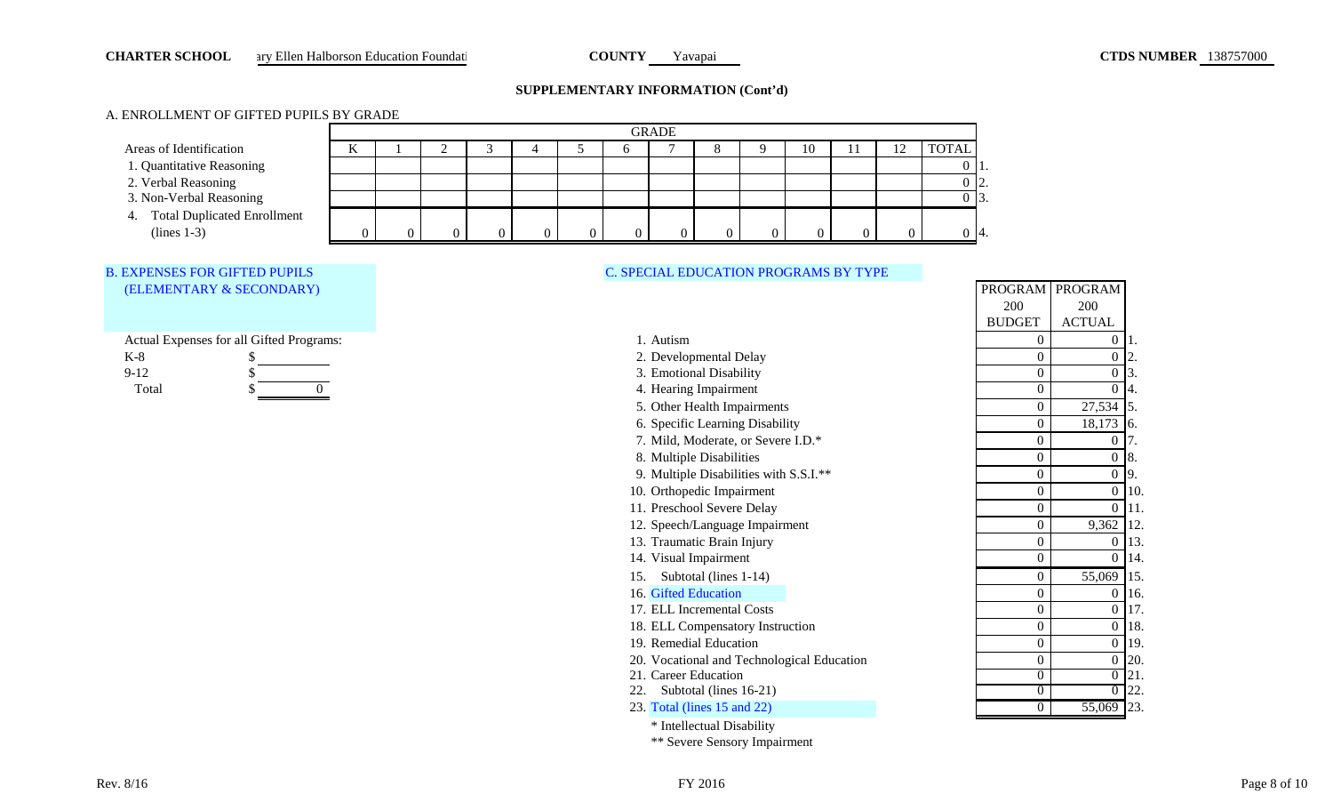**CHARTER SCHOOL** ary Ellen Halborson Education Foundati **COUNTY** Yavapai **CTDS NUMBER** 138757000

## SUPPLEMENTARY INFORMATION (Cont'd)

A. ENROLLMENT OF GIFTED PUPILS BY GRADE

| Areas of Identification | K | 1 | 2 | 3 | 4 | 5 | 6 | 7 | 8 | 9 | 10 | 11 | 12 | TOTAL | |
|---|---|---|---|---|---|---|---|---|---|---|---|---|---|---|---|
| 1. Quantitative Reasoning | | | | | | | | | | | | | | 0 | 1. |
| 2. Verbal Reasoning | | | | | | | | | | | | | | 0 | 2. |
| 3. Non-Verbal Reasoning | | | | | | | | | | | | | | 0 | 3. |
| 4. Total Duplicated Enrollment (lines 1-3) | 0 | 0 | 0 | 0 | 0 | 0 | 0 | 0 | 0 | 0 | 0 | 0 | 0 | 0 | 4. |

B. EXPENSES FOR GIFTED PUPILS (ELEMENTARY & SECONDARY)

Actual Expenses for all Gifted Programs:

| | |
|---|---|
| K-8 | $ |
| 9-12 | $ |
| Total | $ 0 |

C. SPECIAL EDUCATION PROGRAMS BY TYPE

| | PROGRAM 200 BUDGET | PROGRAM 200 ACTUAL | |
|---|---|---|---|
| 1. Autism | 0 | 0 | 1. |
| 2. Developmental Delay | 0 | 0 | 2. |
| 3. Emotional Disability | 0 | 0 | 3. |
| 4. Hearing Impairment | 0 | 0 | 4. |
| 5. Other Health Impairments | 0 | 27,534 | 5. |
| 6. Specific Learning Disability | 0 | 18,173 | 6. |
| 7. Mild, Moderate, or Severe I.D.* | 0 | 0 | 7. |
| 8. Multiple Disabilities | 0 | 0 | 8. |
| 9. Multiple Disabilities with S.S.I.** | 0 | 0 | 9. |
| 10. Orthopedic Impairment | 0 | 0 | 10. |
| 11. Preschool Severe Delay | 0 | 0 | 11. |
| 12. Speech/Language Impairment | 0 | 9,362 | 12. |
| 13. Traumatic Brain Injury | 0 | 0 | 13. |
| 14. Visual Impairment | 0 | 0 | 14. |
| 15. Subtotal (lines 1-14) | 0 | 55,069 | 15. |
| 16. Gifted Education | 0 | 0 | 16. |
| 17. ELL Incremental Costs | 0 | 0 | 17. |
| 18. ELL Compensatory Instruction | 0 | 0 | 18. |
| 19. Remedial Education | 0 | 0 | 19. |
| 20. Vocational and Technological Education | 0 | 0 | 20. |
| 21. Career Education | 0 | 0 | 21. |
| 22. Subtotal (lines 16-21) | 0 | 0 | 22. |
| 23. Total (lines 15 and 22) | 0 | 55,069 | 23. |

\* Intellectual Disability

\*\* Severe Sensory Impairment

Rev. 8/16 FY 2016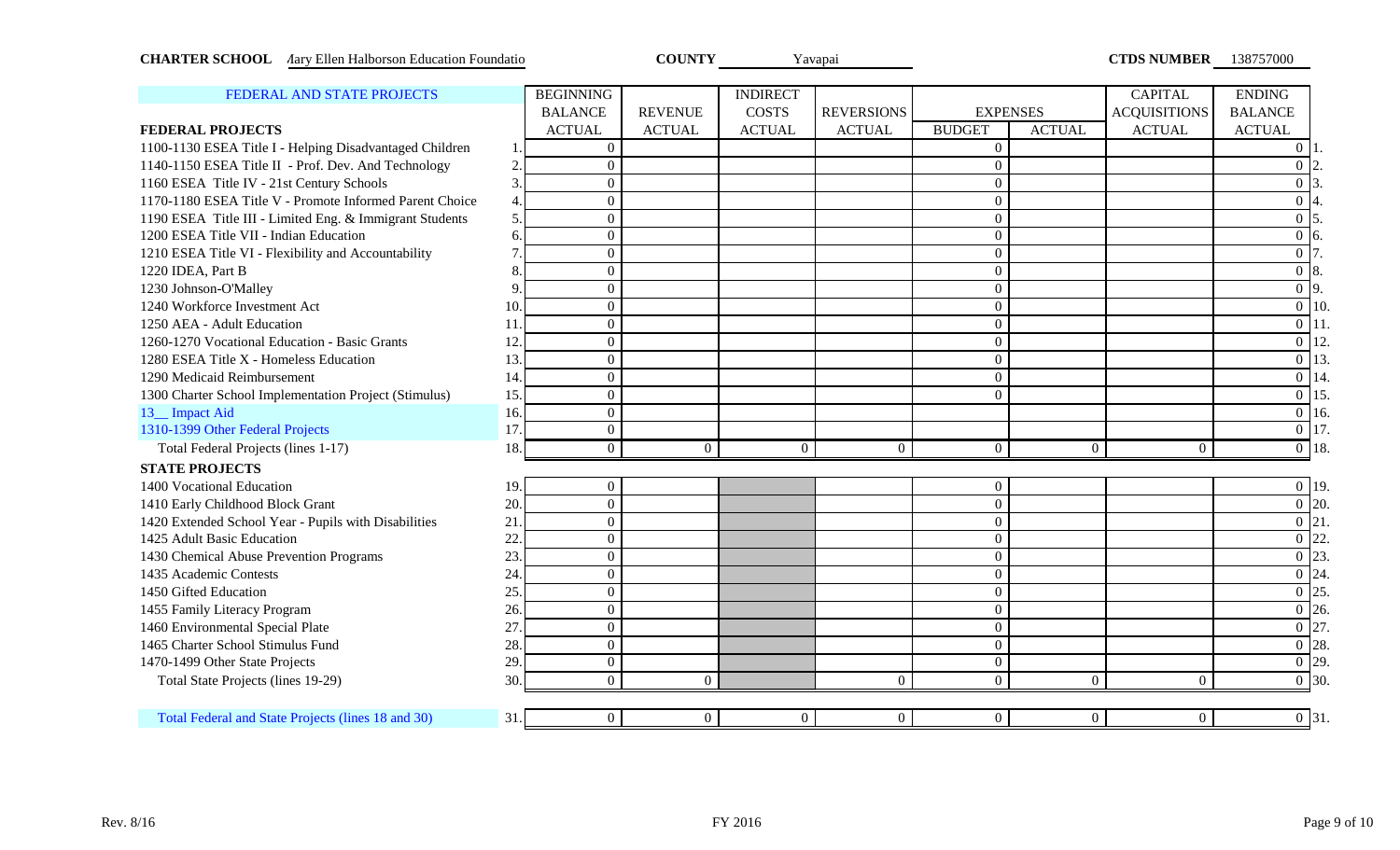**CHARTER SCHOOL** Mary Ellen Halborson Education Foundatio **COUNTY** Yavapai **CTDS NUMBER** 138757000

| FEDERAL AND STATE PROJECTS | | BEGINNING | | INDIRECT | | | | CAPITAL | ENDING | |
|---|---|---|---|---|---|---|---|---|---|---|
| | | BALANCE | REVENUE | COSTS | REVERSIONS | EXPENSES | | ACQUISITIONS | BALANCE | |
| **FEDERAL PROJECTS** | | ACTUAL | ACTUAL | ACTUAL | ACTUAL | BUDGET | ACTUAL | ACTUAL | ACTUAL | |
| 1100-1130 ESEA Title I - Helping Disadvantaged Children | 1. | 0 | | | | 0 | | | 0 | 1. |
| 1140-1150 ESEA Title II - Prof. Dev. And Technology | 2. | 0 | | | | 0 | | | 0 | 2. |
| 1160 ESEA Title IV - 21st Century Schools | 3. | 0 | | | | 0 | | | 0 | 3. |
| 1170-1180 ESEA Title V - Promote Informed Parent Choice | 4. | 0 | | | | 0 | | | 0 | 4. |
| 1190 ESEA Title III - Limited Eng. & Immigrant Students | 5. | 0 | | | | 0 | | | 0 | 5. |
| 1200 ESEA Title VII - Indian Education | 6. | 0 | | | | 0 | | | 0 | 6. |
| 1210 ESEA Title VI - Flexibility and Accountability | 7. | 0 | | | | 0 | | | 0 | 7. |
| 1220 IDEA, Part B | 8. | 0 | | | | 0 | | | 0 | 8. |
| 1230 Johnson-O'Malley | 9. | 0 | | | | 0 | | | 0 | 9. |
| 1240 Workforce Investment Act | 10. | 0 | | | | 0 | | | 0 | 10. |
| 1250 AEA - Adult Education | 11. | 0 | | | | 0 | | | 0 | 11. |
| 1260-1270 Vocational Education - Basic Grants | 12. | 0 | | | | 0 | | | 0 | 12. |
| 1280 ESEA Title X - Homeless Education | 13. | 0 | | | | 0 | | | 0 | 13. |
| 1290 Medicaid Reimbursement | 14. | 0 | | | | 0 | | | 0 | 14. |
| 1300 Charter School Implementation Project (Stimulus) | 15. | 0 | | | | 0 | | | 0 | 15. |
| 13__ Impact Aid | 16. | 0 | | | | | | | 0 | 16. |
| 1310-1399 Other Federal Projects | 17. | 0 | | | | | | | 0 | 17. |
| Total Federal Projects (lines 1-17) | 18. | 0 | 0 | 0 | 0 | 0 | 0 | 0 | 0 | 18. |
| **STATE PROJECTS** | | | | | | | | | | |
| 1400 Vocational Education | 19. | 0 | | | | 0 | | | 0 | 19. |
| 1410 Early Childhood Block Grant | 20. | 0 | | | | 0 | | | 0 | 20. |
| 1420 Extended School Year - Pupils with Disabilities | 21. | 0 | | | | 0 | | | 0 | 21. |
| 1425 Adult Basic Education | 22. | 0 | | | | 0 | | | 0 | 22. |
| 1430 Chemical Abuse Prevention Programs | 23. | 0 | | | | 0 | | | 0 | 23. |
| 1435 Academic Contests | 24. | 0 | | | | 0 | | | 0 | 24. |
| 1450 Gifted Education | 25. | 0 | | | | 0 | | | 0 | 25. |
| 1455 Family Literacy Program | 26. | 0 | | | | 0 | | | 0 | 26. |
| 1460 Environmental Special Plate | 27. | 0 | | | | 0 | | | 0 | 27. |
| 1465 Charter School Stimulus Fund | 28. | 0 | | | | 0 | | | 0 | 28. |
| 1470-1499 Other State Projects | 29. | 0 | | | | 0 | | | 0 | 29. |
| Total State Projects (lines 19-29) | 30. | 0 | 0 | | 0 | 0 | 0 | 0 | 0 | 30. |
| Total Federal and State Projects (lines 18 and 30) | 31. | 0 | 0 | 0 | 0 | 0 | 0 | 0 | 0 | 31. |

Rev. 8/16 FY 2016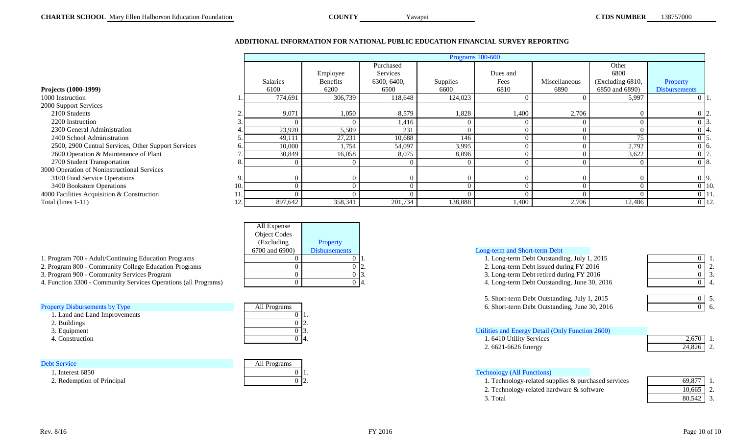**CHARTER SCHOOL** Mary Ellen Halborson Education Foundation **COUNTY** Yavapai **CTDS NUMBER** 138757000

## ADDITIONAL INFORMATION FOR NATIONAL PUBLIC EDUCATION FINANCIAL SURVEY REPORTING

| | | Programs 100-600 | | | | | | | |
|---|---|---|---|---|---|---|---|---|---|
| **Projects (1000-1999)** | | Salaries 6100 | Employee Benefits 6200 | Purchased Services 6300, 6400, 6500 | Supplies 6600 | Dues and Fees 6810 | Miscellaneous 6890 | Other 6800 (Excluding 6810, 6850 and 6890) | Property Disbursements |
| 1000 Instruction | 1. | 774,691 | 306,739 | 118,648 | 124,023 | 0 | 0 | 5,997 | 0 |
| 2000 Support Services | | | | | | | | | |
| 2100 Students | 2. | 9,071 | 1,050 | 8,579 | 1,828 | 1,400 | 2,706 | 0 | 0 |
| 2200 Instruction | 3. | 0 | 0 | 1,416 | 0 | 0 | 0 | 0 | 0 |
| 2300 General Administration | 4. | 23,920 | 5,509 | 231 | 0 | 0 | 0 | 0 | 0 |
| 2400 School Administration | 5. | 49,111 | 27,231 | 10,688 | 146 | 0 | 0 | 75 | 0 |
| 2500, 2900 Central Services, Other Support Services | 6. | 10,000 | 1,754 | 54,097 | 3,995 | 0 | 0 | 2,792 | 0 |
| 2600 Operation & Maintenance of Plant | 7. | 30,849 | 16,058 | 8,075 | 8,096 | 0 | 0 | 3,622 | 0 |
| 2700 Student Transportation | 8. | 0 | 0 | 0 | 0 | 0 | 0 | 0 | 0 |
| 3000 Operation of Noninstructional Services | | | | | | | | | |
| 3100 Food Service Operations | 9. | 0 | 0 | 0 | 0 | 0 | 0 | 0 | 0 |
| 3400 Bookstore Operations | 10. | 0 | 0 | 0 | 0 | 0 | 0 | 0 | 0 |
| 4000 Facilities Acquisition & Construction | 11. | 0 | 0 | 0 | 0 | 0 | 0 | 0 | 0 |
| Total (lines 1-11) | 12. | 897,642 | 358,341 | 201,734 | 138,088 | 1,400 | 2,706 | 12,486 | 0 |

| | All Expense Object Codes (Excluding 6700 and 6900) | Property Disbursements |
|---|---|---|
| 1. Program 700 - Adult/Continuing Education Programs | 0 | 0 |
| 2. Program 800 - Community College Education Programs | 0 | 0 |
| 3. Program 900 - Community Services Program | 0 | 0 |
| 4. Function 3300 - Community Services Operations (all Programs) | 0 | 0 |

| Property Disbursements by Type | All Programs |
|---|---|
| 1. Land and Land Improvements | 0 |
| 2. Buildings | 0 |
| 3. Equipment | 0 |
| 4. Construction | 0 |

| Debt Service | All Programs |
|---|---|
| 1. Interest 6850 | 0 |
| 2. Redemption of Principal | 0 |

| Long-term and Short-term Debt | |
|---|---|
| 1. Long-term Debt Outstanding, July 1, 2015 | 0 |
| 2. Long-term Debt issued during FY 2016 | 0 |
| 3. Long-term Debt retired during FY 2016 | 0 |
| 4. Long-term Debt Outstanding, June 30, 2016 | 0 |
| 5. Short-term Debt Outstanding, July 1, 2015 | 0 |
| 6. Short-term Debt Outstanding, June 30, 2016 | 0 |

| Utilities and Energy Detail (Only Function 2600) | |
|---|---|
| 1. 6410 Utility Services | 2,670 |
| 2. 6621-6626 Energy | 24,826 |

| Technology (All Functions) | |
|---|---|
| 1. Technology-related supplies & purchased services | 69,877 |
| 2. Technology-related hardware & software | 10,665 |
| 3. Total | 80,542 |

Rev. 8/16 FY 2016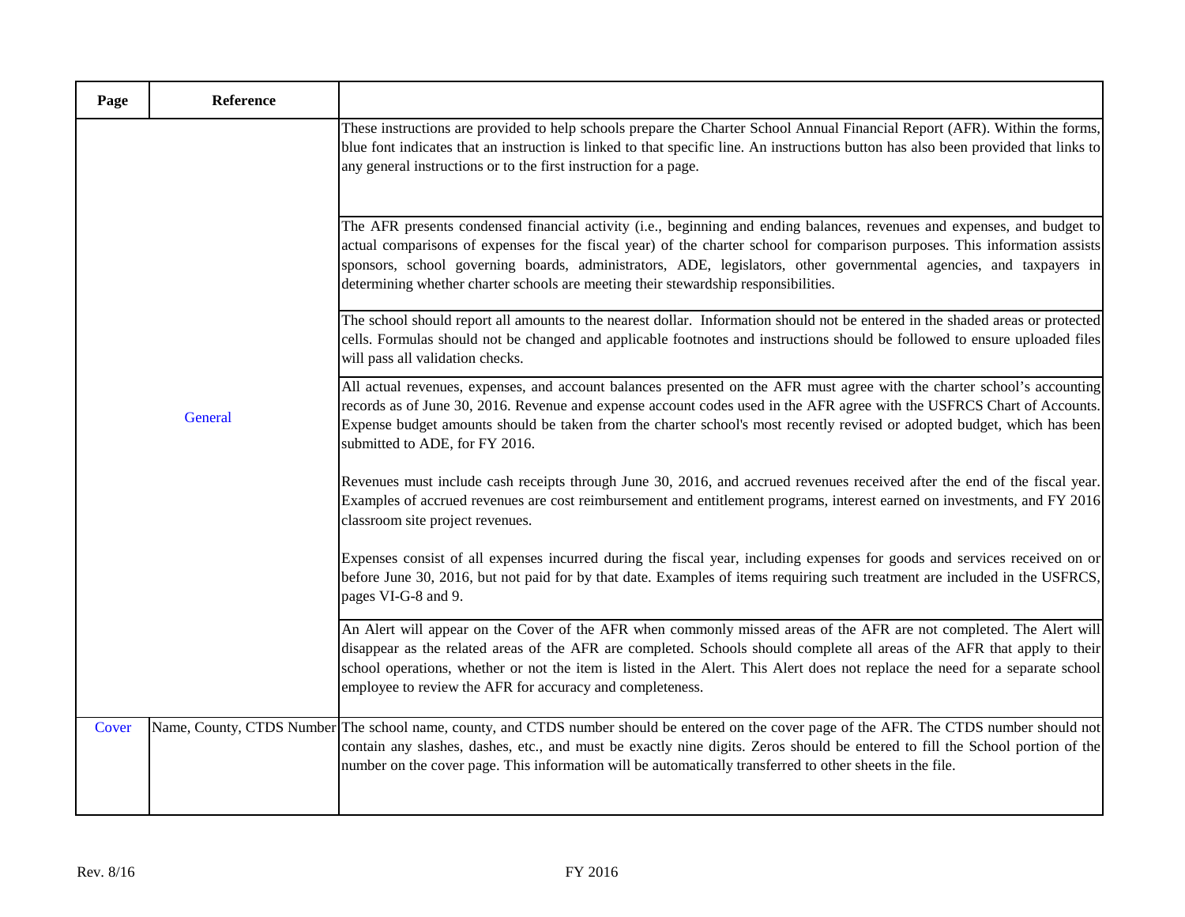| Page | Reference | |
|---|---|---|
| | General | These instructions are provided to help schools prepare the Charter School Annual Financial Report (AFR). Within the forms, blue font indicates that an instruction is linked to that specific line. An instructions button has also been provided that links to any general instructions or to the first instruction for a page. |
| | | The AFR presents condensed financial activity (i.e., beginning and ending balances, revenues and expenses, and budget to actual comparisons of expenses for the fiscal year) of the charter school for comparison purposes. This information assists sponsors, school governing boards, administrators, ADE, legislators, other governmental agencies, and taxpayers in determining whether charter schools are meeting their stewardship responsibilities. |
| | | The school should report all amounts to the nearest dollar. Information should not be entered in the shaded areas or protected cells. Formulas should not be changed and applicable footnotes and instructions should be followed to ensure uploaded files will pass all validation checks. |
| | | All actual revenues, expenses, and account balances presented on the AFR must agree with the charter school's accounting records as of June 30, 2016. Revenue and expense account codes used in the AFR agree with the USFRCS Chart of Accounts. Expense budget amounts should be taken from the charter school's most recently revised or adopted budget, which has been submitted to ADE, for FY 2016.<br><br>Revenues must include cash receipts through June 30, 2016, and accrued revenues received after the end of the fiscal year. Examples of accrued revenues are cost reimbursement and entitlement programs, interest earned on investments, and FY 2016 classroom site project revenues.<br><br>Expenses consist of all expenses incurred during the fiscal year, including expenses for goods and services received on or before June 30, 2016, but not paid for by that date. Examples of items requiring such treatment are included in the USFRCS, pages VI-G-8 and 9. |
| | | An Alert will appear on the Cover of the AFR when commonly missed areas of the AFR are not completed. The Alert will disappear as the related areas of the AFR are completed. Schools should complete all areas of the AFR that apply to their school operations, whether or not the item is listed in the Alert. This Alert does not replace the need for a separate school employee to review the AFR for accuracy and completeness. |
| Cover | Name, County, CTDS Number | The school name, county, and CTDS number should be entered on the cover page of the AFR. The CTDS number should not contain any slashes, dashes, etc., and must be exactly nine digits. Zeros should be entered to fill the School portion of the number on the cover page. This information will be automatically transferred to other sheets in the file. |

Rev. 8/16 FY 2016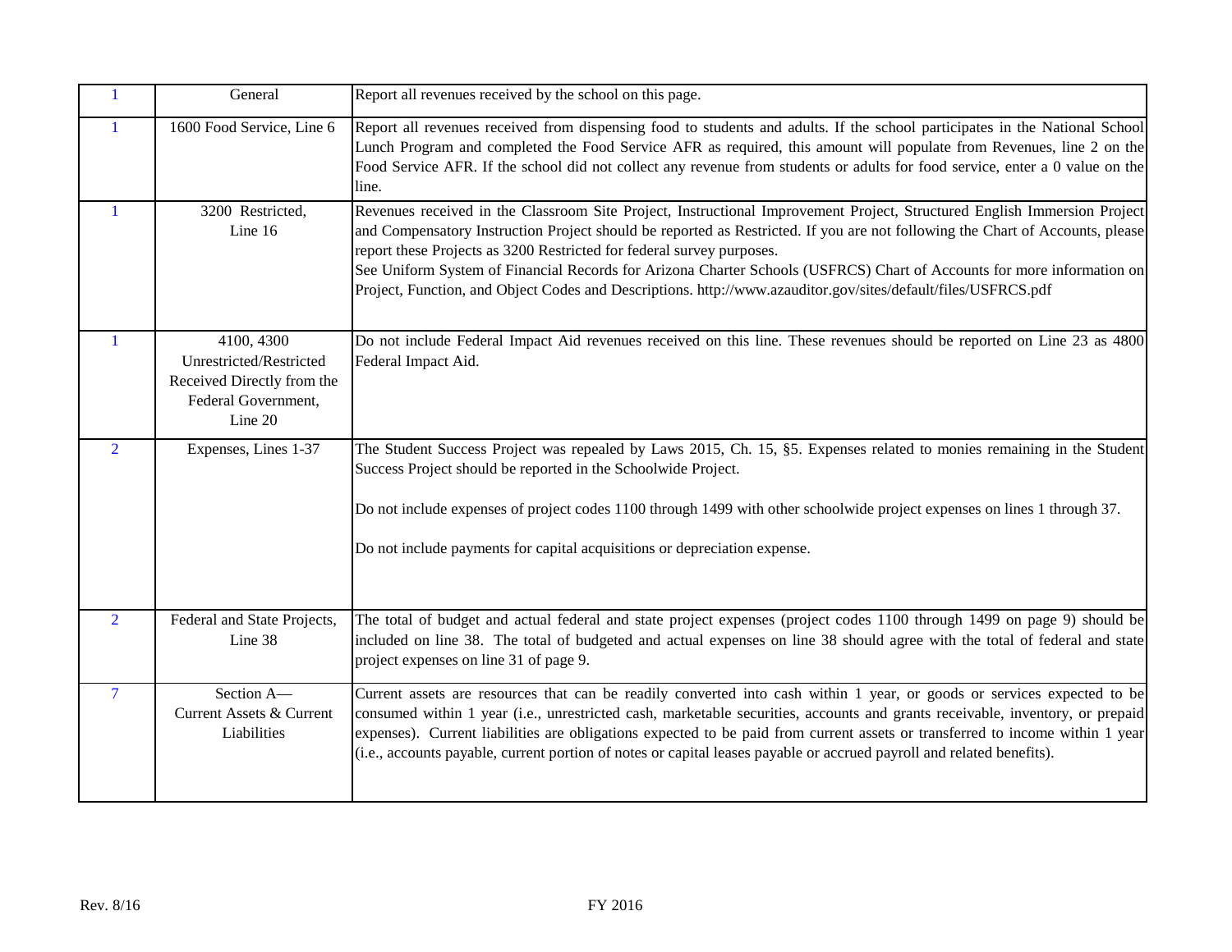| | | |
|---|---|---|
| 1 | General | Report all revenues received by the school on this page. |
| 1 | 1600 Food Service, Line 6 | Report all revenues received from dispensing food to students and adults. If the school participates in the National School Lunch Program and completed the Food Service AFR as required, this amount will populate from Revenues, line 2 on the Food Service AFR. If the school did not collect any revenue from students or adults for food service, enter a 0 value on the line. |
| 1 | 3200 Restricted, Line 16 | Revenues received in the Classroom Site Project, Instructional Improvement Project, Structured English Immersion Project and Compensatory Instruction Project should be reported as Restricted. If you are not following the Chart of Accounts, please report these Projects as 3200 Restricted for federal survey purposes.<br>See Uniform System of Financial Records for Arizona Charter Schools (USFRCS) Chart of Accounts for more information on Project, Function, and Object Codes and Descriptions. http://www.azauditor.gov/sites/default/files/USFRCS.pdf |
| 1 | 4100, 4300 Unrestricted/Restricted Received Directly from the Federal Government, Line 20 | Do not include Federal Impact Aid revenues received on this line. These revenues should be reported on Line 23 as 4800 Federal Impact Aid. |
| 2 | Expenses, Lines 1-37 | The Student Success Project was repealed by Laws 2015, Ch. 15, §5. Expenses related to monies remaining in the Student Success Project should be reported in the Schoolwide Project.<br><br>Do not include expenses of project codes 1100 through 1499 with other schoolwide project expenses on lines 1 through 37.<br><br>Do not include payments for capital acquisitions or depreciation expense. |
| 2 | Federal and State Projects, Line 38 | The total of budget and actual federal and state project expenses (project codes 1100 through 1499 on page 9) should be included on line 38. The total of budgeted and actual expenses on line 38 should agree with the total of federal and state project expenses on line 31 of page 9. |
| 7 | Section A— Current Assets & Current Liabilities | Current assets are resources that can be readily converted into cash within 1 year, or goods or services expected to be consumed within 1 year (i.e., unrestricted cash, marketable securities, accounts and grants receivable, inventory, or prepaid expenses). Current liabilities are obligations expected to be paid from current assets or transferred to income within 1 year (i.e., accounts payable, current portion of notes or capital leases payable or accrued payroll and related benefits). |

Rev. 8/16 FY 2016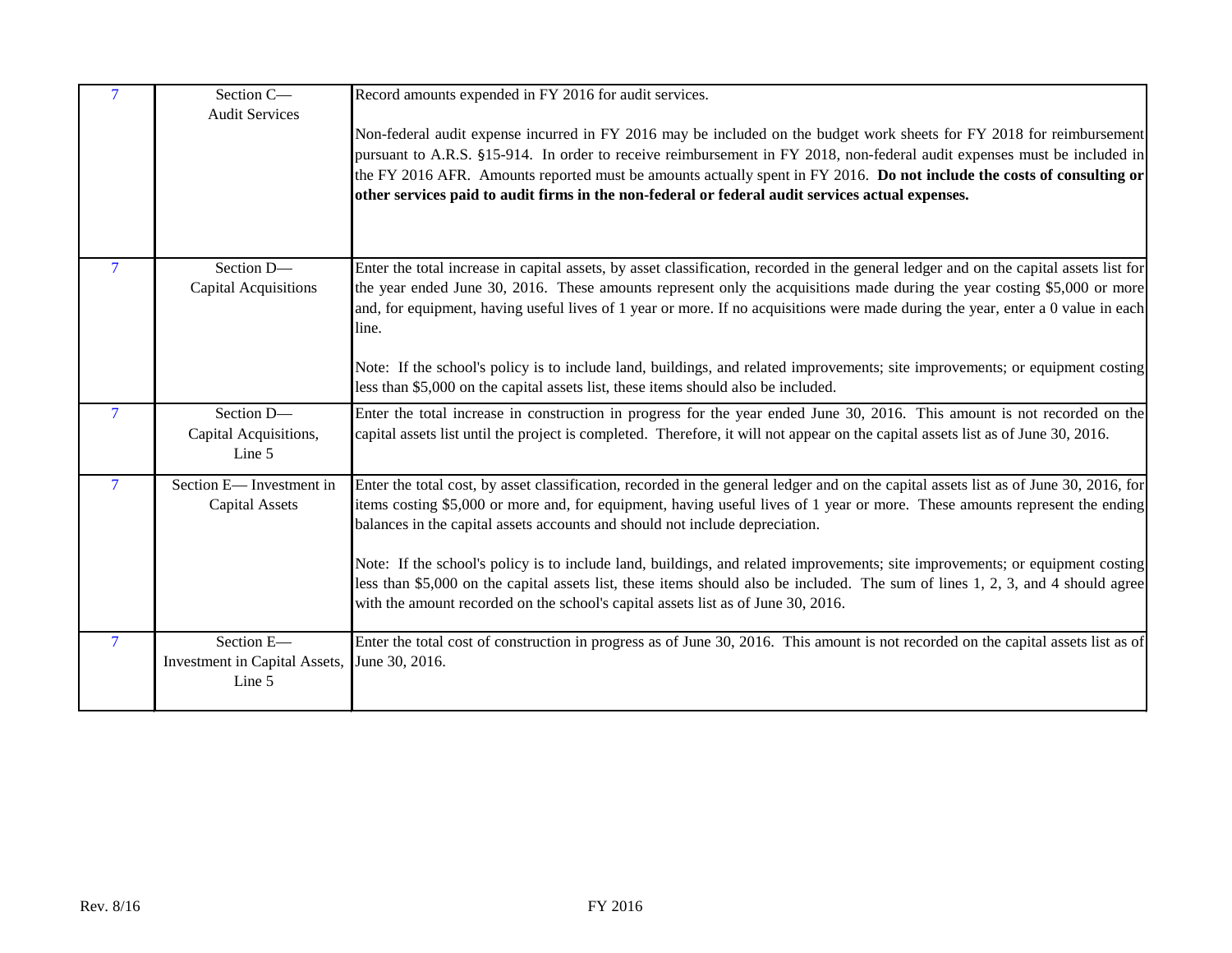| | | |
|---|---|---|
| 7 | Section C—<br>Audit Services | Record amounts expended in FY 2016 for audit services.<br><br>Non-federal audit expense incurred in FY 2016 may be included on the budget work sheets for FY 2018 for reimbursement pursuant to A.R.S. §15-914. In order to receive reimbursement in FY 2018, non-federal audit expenses must be included in the FY 2016 AFR. Amounts reported must be amounts actually spent in FY 2016. **Do not include the costs of consulting or other services paid to audit firms in the non-federal or federal audit services actual expenses.** |
| 7 | Section D—<br>Capital Acquisitions | Enter the total increase in capital assets, by asset classification, recorded in the general ledger and on the capital assets list for the year ended June 30, 2016. These amounts represent only the acquisitions made during the year costing $5,000 or more and, for equipment, having useful lives of 1 year or more. If no acquisitions were made during the year, enter a 0 value in each line.<br><br>Note: If the school's policy is to include land, buildings, and related improvements; site improvements; or equipment costing less than $5,000 on the capital assets list, these items should also be included. |
| 7 | Section D—<br>Capital Acquisitions,<br>Line 5 | Enter the total increase in construction in progress for the year ended June 30, 2016. This amount is not recorded on the capital assets list until the project is completed. Therefore, it will not appear on the capital assets list as of June 30, 2016. |
| 7 | Section E— Investment in<br>Capital Assets | Enter the total cost, by asset classification, recorded in the general ledger and on the capital assets list as of June 30, 2016, for items costing $5,000 or more and, for equipment, having useful lives of 1 year or more. These amounts represent the ending balances in the capital assets accounts and should not include depreciation.<br><br>Note: If the school's policy is to include land, buildings, and related improvements; site improvements; or equipment costing less than $5,000 on the capital assets list, these items should also be included. The sum of lines 1, 2, 3, and 4 should agree with the amount recorded on the school's capital assets list as of June 30, 2016. |
| 7 | Section E—<br>Investment in Capital Assets,<br>Line 5 | Enter the total cost of construction in progress as of June 30, 2016. This amount is not recorded on the capital assets list as of June 30, 2016. |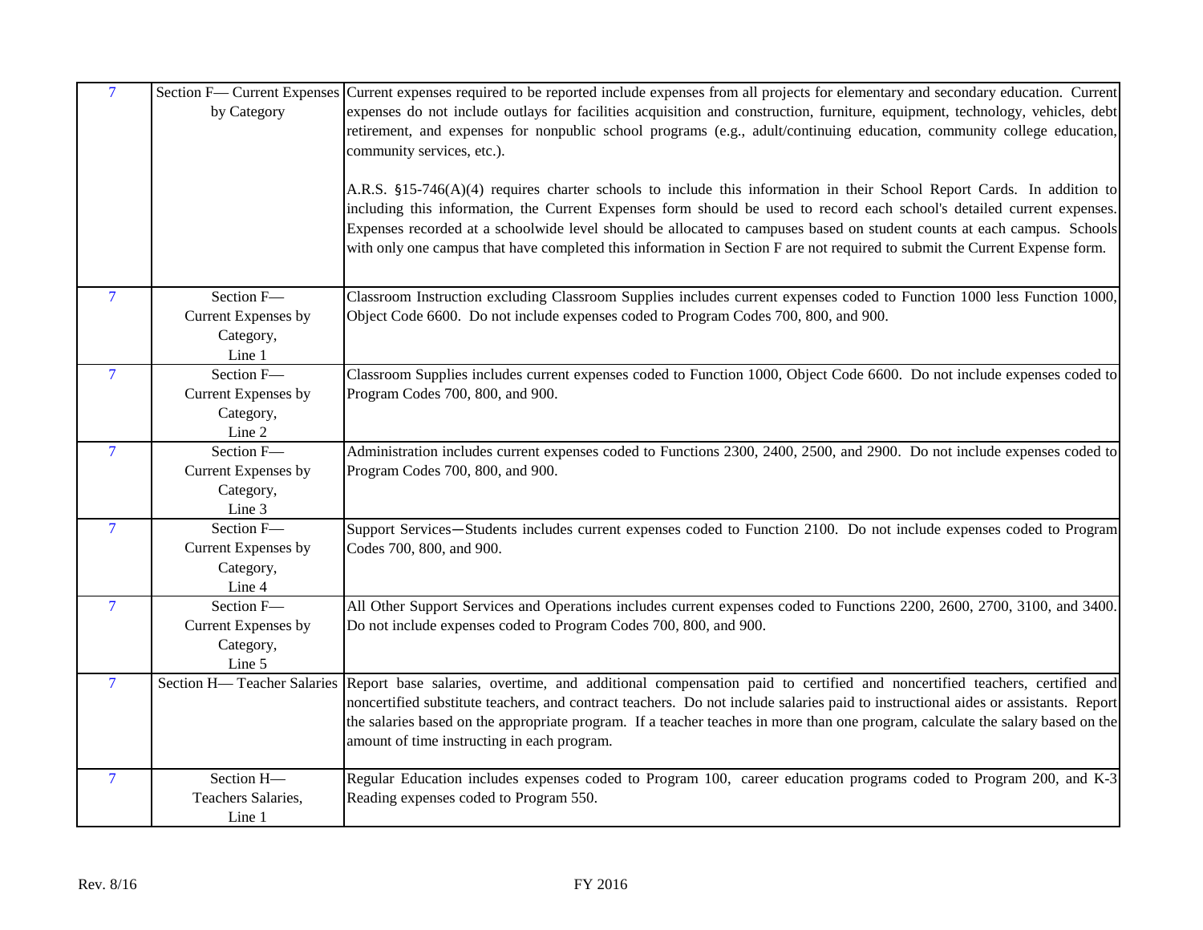| | | |
|---|---|---|
| 7 | Section F— Current Expenses by Category | Current expenses required to be reported include expenses from all projects for elementary and secondary education. Current expenses do not include outlays for facilities acquisition and construction, furniture, equipment, technology, vehicles, debt retirement, and expenses for nonpublic school programs (e.g., adult/continuing education, community college education, community services, etc.).<br><br>A.R.S. §15-746(A)(4) requires charter schools to include this information in their School Report Cards. In addition to including this information, the Current Expenses form should be used to record each school's detailed current expenses. Expenses recorded at a schoolwide level should be allocated to campuses based on student counts at each campus. Schools with only one campus that have completed this information in Section F are not required to submit the Current Expense form. |
| 7 | Section F— Current Expenses by Category, Line 1 | Classroom Instruction excluding Classroom Supplies includes current expenses coded to Function 1000 less Function 1000, Object Code 6600. Do not include expenses coded to Program Codes 700, 800, and 900. |
| 7 | Section F— Current Expenses by Category, Line 2 | Classroom Supplies includes current expenses coded to Function 1000, Object Code 6600. Do not include expenses coded to Program Codes 700, 800, and 900. |
| 7 | Section F— Current Expenses by Category, Line 3 | Administration includes current expenses coded to Functions 2300, 2400, 2500, and 2900. Do not include expenses coded to Program Codes 700, 800, and 900. |
| 7 | Section F— Current Expenses by Category, Line 4 | Support Services—Students includes current expenses coded to Function 2100. Do not include expenses coded to Program Codes 700, 800, and 900. |
| 7 | Section F— Current Expenses by Category, Line 5 | All Other Support Services and Operations includes current expenses coded to Functions 2200, 2600, 2700, 3100, and 3400. Do not include expenses coded to Program Codes 700, 800, and 900. |
| 7 | Section H— Teacher Salaries | Report base salaries, overtime, and additional compensation paid to certified and noncertified teachers, certified and noncertified substitute teachers, and contract teachers. Do not include salaries paid to instructional aides or assistants. Report the salaries based on the appropriate program. If a teacher teaches in more than one program, calculate the salary based on the amount of time instructing in each program. |
| 7 | Section H— Teachers Salaries, Line 1 | Regular Education includes expenses coded to Program 100, career education programs coded to Program 200, and K-3 Reading expenses coded to Program 550. |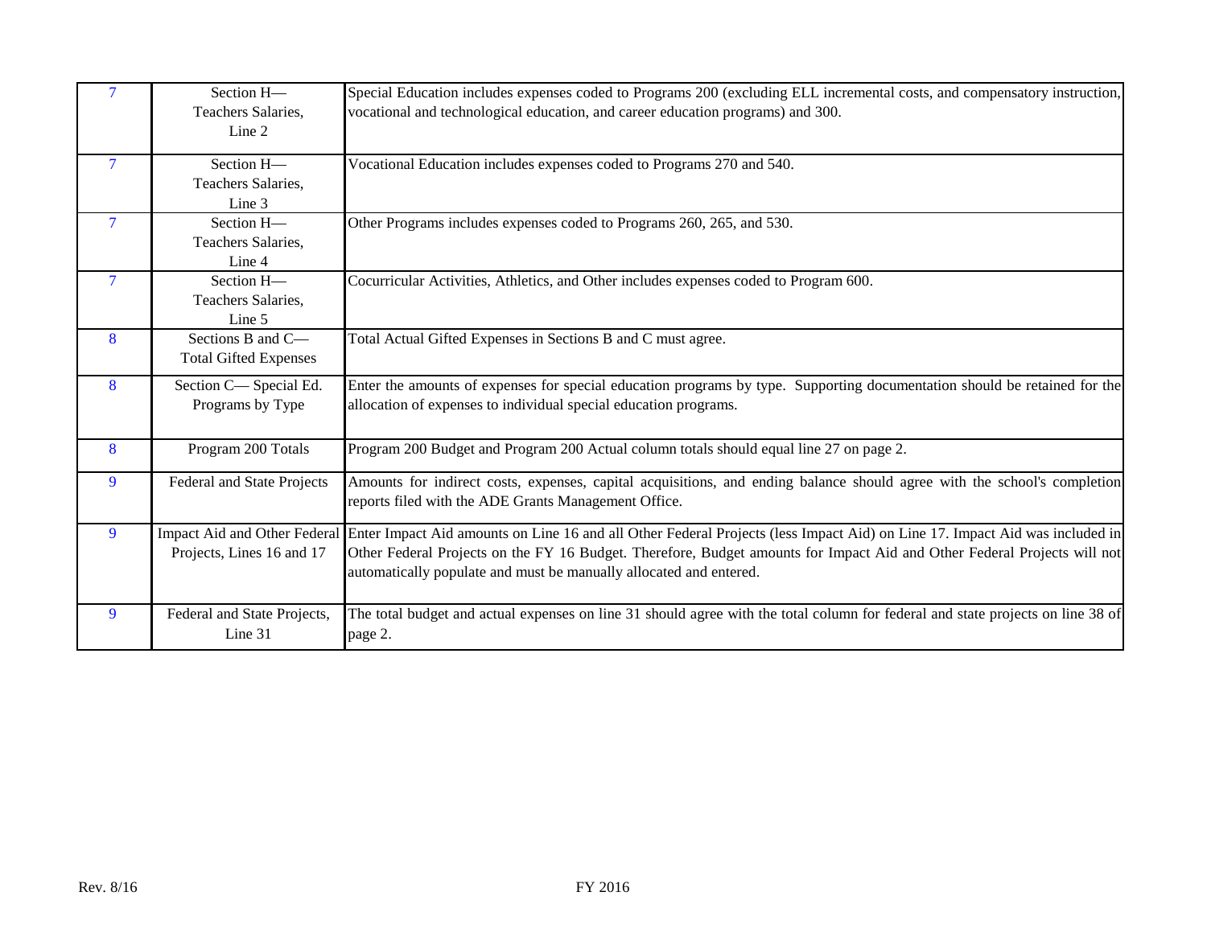| | | |
|---|---|---|
| 7 | Section H— Teachers Salaries, Line 2 | Special Education includes expenses coded to Programs 200 (excluding ELL incremental costs, and compensatory instruction, vocational and technological education, and career education programs) and 300. |
| 7 | Section H— Teachers Salaries, Line 3 | Vocational Education includes expenses coded to Programs 270 and 540. |
| 7 | Section H— Teachers Salaries, Line 4 | Other Programs includes expenses coded to Programs 260, 265, and 530. |
| 7 | Section H— Teachers Salaries, Line 5 | Cocurricular Activities, Athletics, and Other includes expenses coded to Program 600. |
| 8 | Sections B and C— Total Gifted Expenses | Total Actual Gifted Expenses in Sections B and C must agree. |
| 8 | Section C— Special Ed. Programs by Type | Enter the amounts of expenses for special education programs by type. Supporting documentation should be retained for the allocation of expenses to individual special education programs. |
| 8 | Program 200 Totals | Program 200 Budget and Program 200 Actual column totals should equal line 27 on page 2. |
| 9 | Federal and State Projects | Amounts for indirect costs, expenses, capital acquisitions, and ending balance should agree with the school's completion reports filed with the ADE Grants Management Office. |
| 9 | Impact Aid and Other Federal Projects, Lines 16 and 17 | Enter Impact Aid amounts on Line 16 and all Other Federal Projects (less Impact Aid) on Line 17. Impact Aid was included in Other Federal Projects on the FY 16 Budget. Therefore, Budget amounts for Impact Aid and Other Federal Projects will not automatically populate and must be manually allocated and entered. |
| 9 | Federal and State Projects, Line 31 | The total budget and actual expenses on line 31 should agree with the total column for federal and state projects on line 38 of page 2. |

Rev. 8/16 FY 2016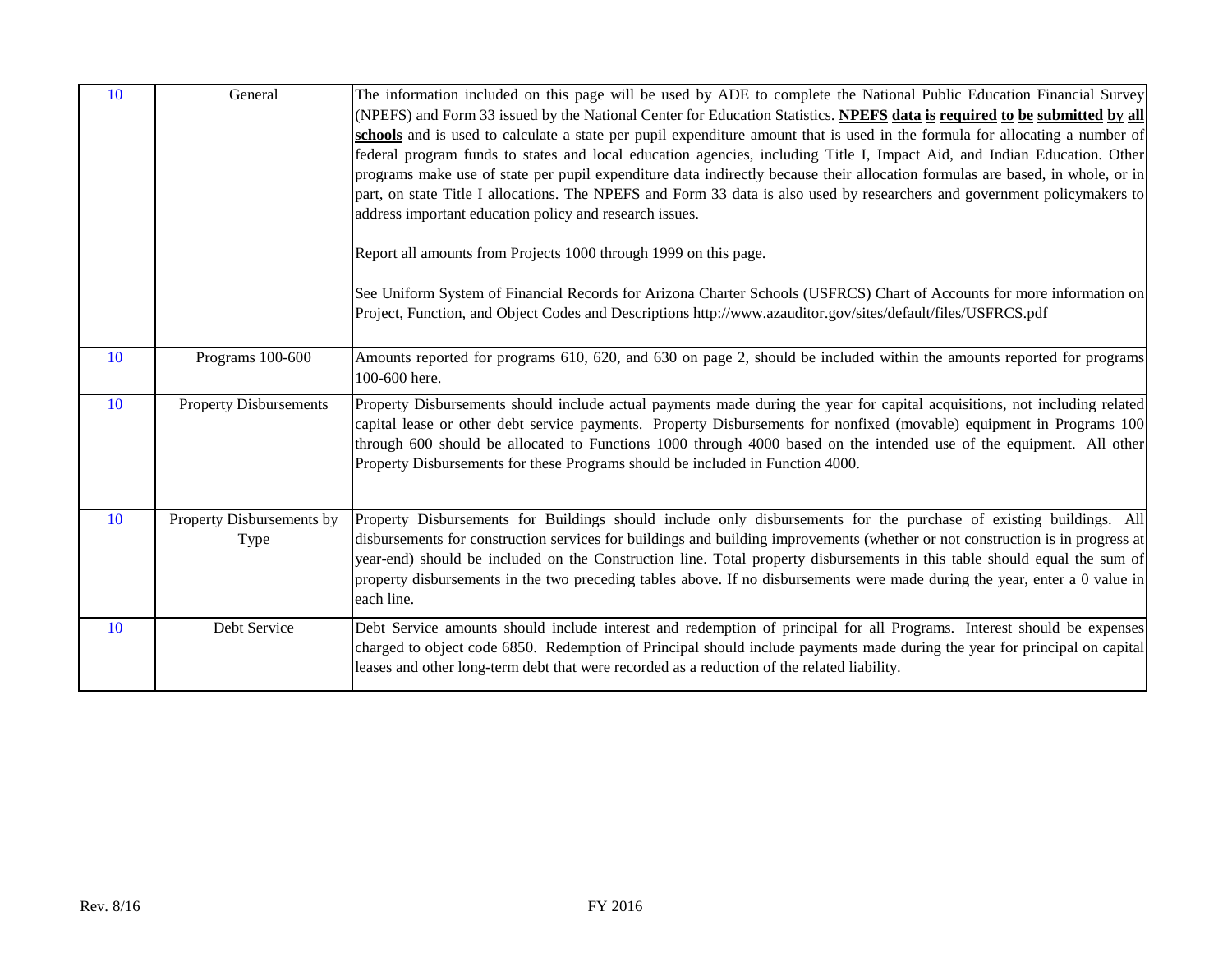| | | |
|---|---|---|
| 10 | General | The information included on this page will be used by ADE to complete the National Public Education Financial Survey (NPEFS) and Form 33 issued by the National Center for Education Statistics. **NPEFS data is required to be submitted by all schools** and is used to calculate a state per pupil expenditure amount that is used in the formula for allocating a number of federal program funds to states and local education agencies, including Title I, Impact Aid, and Indian Education. Other programs make use of state per pupil expenditure data indirectly because their allocation formulas are based, in whole, or in part, on state Title I allocations. The NPEFS and Form 33 data is also used by researchers and government policymakers to address important education policy and research issues.<br><br>Report all amounts from Projects 1000 through 1999 on this page.<br><br>See Uniform System of Financial Records for Arizona Charter Schools (USFRCS) Chart of Accounts for more information on Project, Function, and Object Codes and Descriptions http://www.azauditor.gov/sites/default/files/USFRCS.pdf |
| 10 | Programs 100-600 | Amounts reported for programs 610, 620, and 630 on page 2, should be included within the amounts reported for programs 100-600 here. |
| 10 | Property Disbursements | Property Disbursements should include actual payments made during the year for capital acquisitions, not including related capital lease or other debt service payments. Property Disbursements for nonfixed (movable) equipment in Programs 100 through 600 should be allocated to Functions 1000 through 4000 based on the intended use of the equipment. All other Property Disbursements for these Programs should be included in Function 4000. |
| 10 | Property Disbursements by Type | Property Disbursements for Buildings should include only disbursements for the purchase of existing buildings. All disbursements for construction services for buildings and building improvements (whether or not construction is in progress at year-end) should be included on the Construction line. Total property disbursements in this table should equal the sum of property disbursements in the two preceding tables above. If no disbursements were made during the year, enter a 0 value in each line. |
| 10 | Debt Service | Debt Service amounts should include interest and redemption of principal for all Programs. Interest should be expenses charged to object code 6850. Redemption of Principal should include payments made during the year for principal on capital leases and other long-term debt that were recorded as a reduction of the related liability. |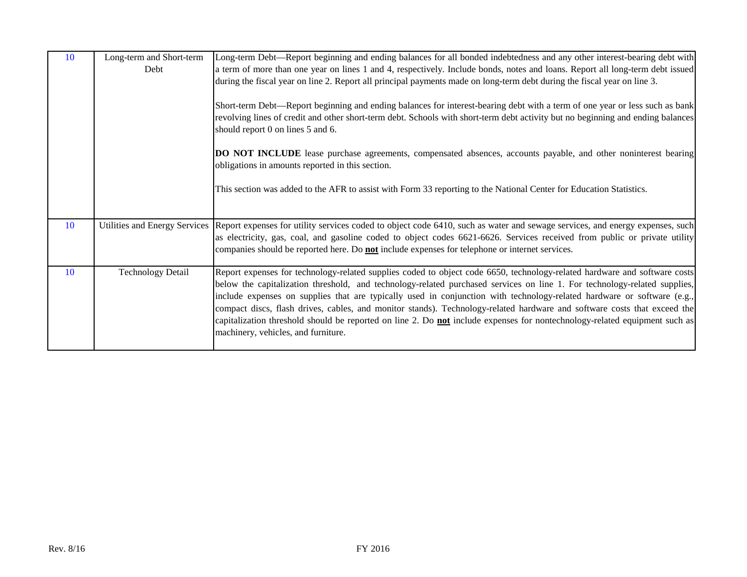| | | |
|---|---|---|
| 10 | Long-term and Short-term Debt | Long-term Debt—Report beginning and ending balances for all bonded indebtedness and any other interest-bearing debt with a term of more than one year on lines 1 and 4, respectively. Include bonds, notes and loans. Report all long-term debt issued during the fiscal year on line 2. Report all principal payments made on long-term debt during the fiscal year on line 3.<br><br>Short-term Debt—Report beginning and ending balances for interest-bearing debt with a term of one year or less such as bank revolving lines of credit and other short-term debt. Schools with short-term debt activity but no beginning and ending balances should report 0 on lines 5 and 6.<br><br>**DO NOT INCLUDE** lease purchase agreements, compensated absences, accounts payable, and other noninterest bearing obligations in amounts reported in this section.<br><br>This section was added to the AFR to assist with Form 33 reporting to the National Center for Education Statistics. |
| 10 | Utilities and Energy Services | Report expenses for utility services coded to object code 6410, such as water and sewage services, and energy expenses, such as electricity, gas, coal, and gasoline coded to object codes 6621-6626. Services received from public or private utility companies should be reported here. Do **not** include expenses for telephone or internet services. |
| 10 | Technology Detail | Report expenses for technology-related supplies coded to object code 6650, technology-related hardware and software costs below the capitalization threshold, and technology-related purchased services on line 1. For technology-related supplies, include expenses on supplies that are typically used in conjunction with technology-related hardware or software (e.g., compact discs, flash drives, cables, and monitor stands). Technology-related hardware and software costs that exceed the capitalization threshold should be reported on line 2. Do **not** include expenses for nontechnology-related equipment such as machinery, vehicles, and furniture. |

Rev. 8/16 FY 2016